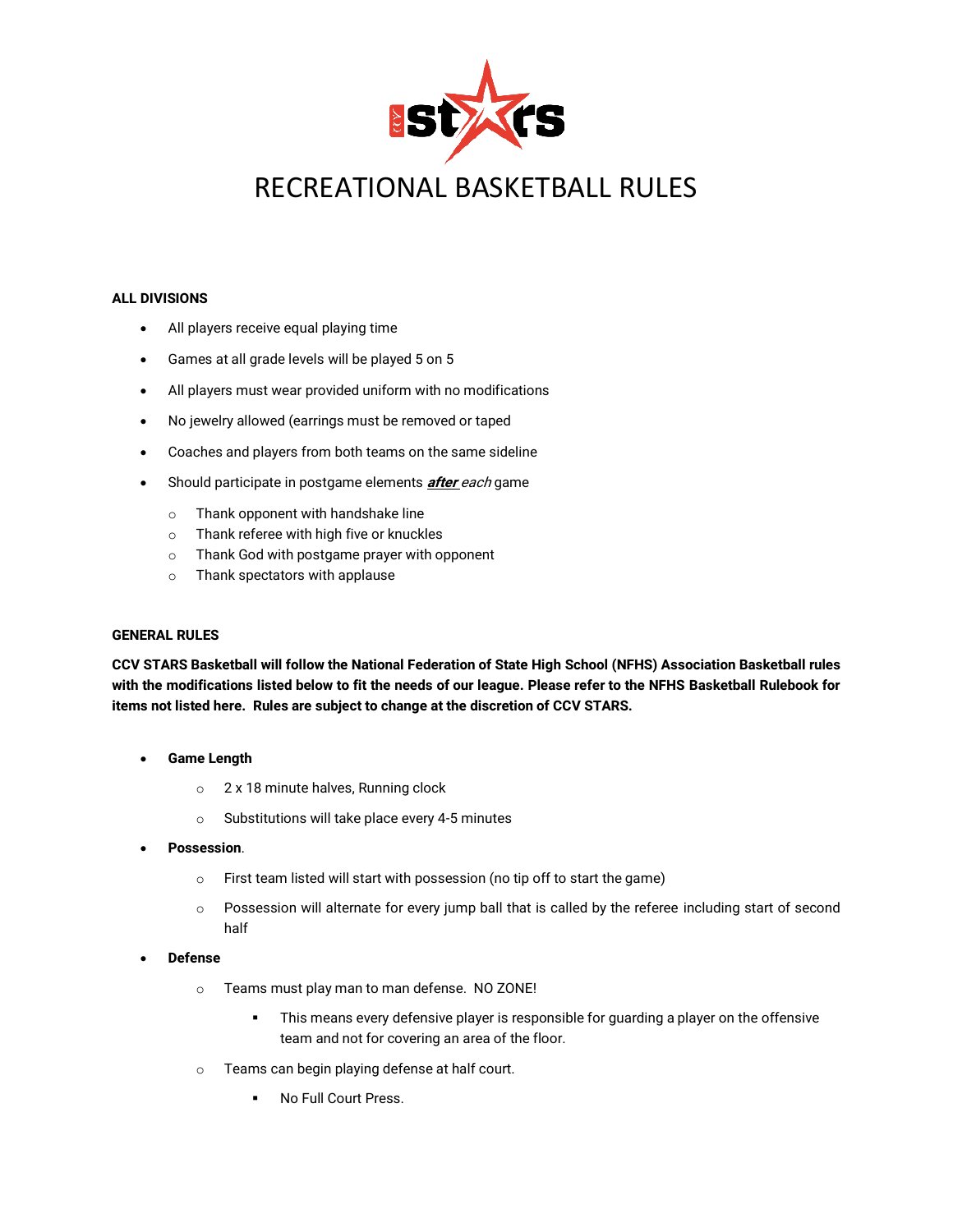# RECREATIONAL BASKETBALL RULES

**ALL DIVISIONS**

- All players receive equal playing time
- Games at all grade levels will be played 5 on 5
- All players must wear provided uniform with no modifications
- No jewelry allowed (earrings must be removed or taped
- Coaches and players from both teams on the same sideline
- Should participate in postgame elements ***after*** *each* game
  - Thank opponent with handshake line
  - Thank referee with high five or knuckles
  - Thank God with postgame prayer with opponent
  - Thank spectators with applause

**GENERAL RULES**

**CCV STARS Basketball will follow the National Federation of State High School (NFHS) Association Basketball rules with the modifications listed below to fit the needs of our league. Please refer to the NFHS Basketball Rulebook for items not listed here. Rules are subject to change at the discretion of CCV STARS.**

- **Game Length**
  - 2 x 18 minute halves, Running clock
  - Substitutions will take place every 4-5 minutes
- **Possession**.
  - First team listed will start with possession (no tip off to start the game)
  - Possession will alternate for every jump ball that is called by the referee including start of second half
- **Defense**
  - Teams must play man to man defense. NO ZONE!
    - This means every defensive player is responsible for guarding a player on the offensive team and not for covering an area of the floor.
  - Teams can begin playing defense at half court.
    - No Full Court Press.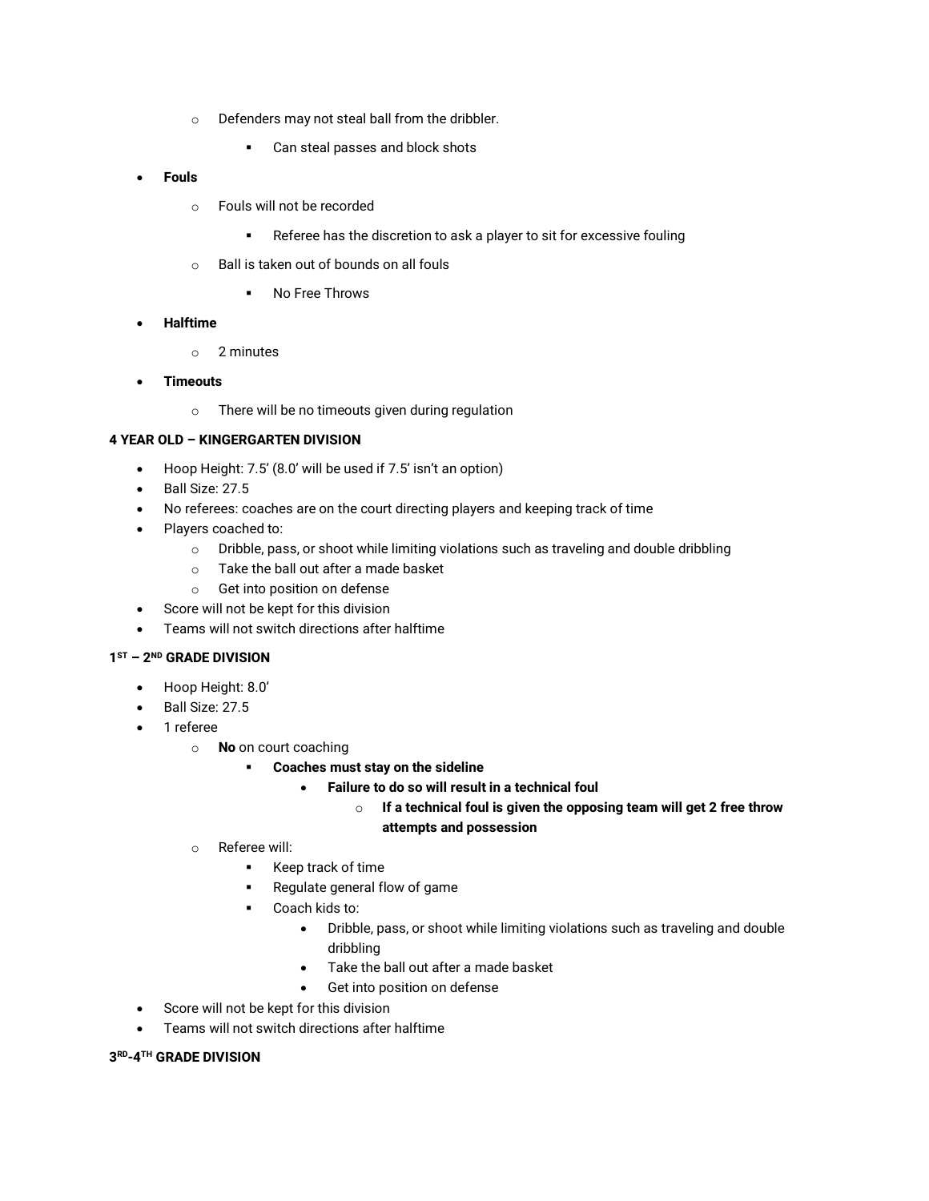- Defenders may not steal ball from the dribbler.
    - Can steal passes and block shots
- **Fouls**
  - Fouls will not be recorded
    - Referee has the discretion to ask a player to sit for excessive fouling
  - Ball is taken out of bounds on all fouls
    - No Free Throws
- **Halftime**
  - 2 minutes
- **Timeouts**
  - There will be no timeouts given during regulation

**4 YEAR OLD – KINGERGARTEN DIVISION**

- Hoop Height: 7.5' (8.0' will be used if 7.5' isn't an option)
- Ball Size: 27.5
- No referees: coaches are on the court directing players and keeping track of time
- Players coached to:
  - Dribble, pass, or shoot while limiting violations such as traveling and double dribbling
  - Take the ball out after a made basket
  - Get into position on defense
- Score will not be kept for this division
- Teams will not switch directions after halftime

**1ST – 2ND GRADE DIVISION**

- Hoop Height: 8.0'
- Ball Size: 27.5
- 1 referee
  - **No** on court coaching
    - **Coaches must stay on the sideline**
      - **Failure to do so will result in a technical foul**
        - **If a technical foul is given the opposing team will get 2 free throw attempts and possession**
  - Referee will:
    - Keep track of time
    - Regulate general flow of game
    - Coach kids to:
      - Dribble, pass, or shoot while limiting violations such as traveling and double dribbling
      - Take the ball out after a made basket
      - Get into position on defense
- Score will not be kept for this division
- Teams will not switch directions after halftime

**3RD-4TH GRADE DIVISION**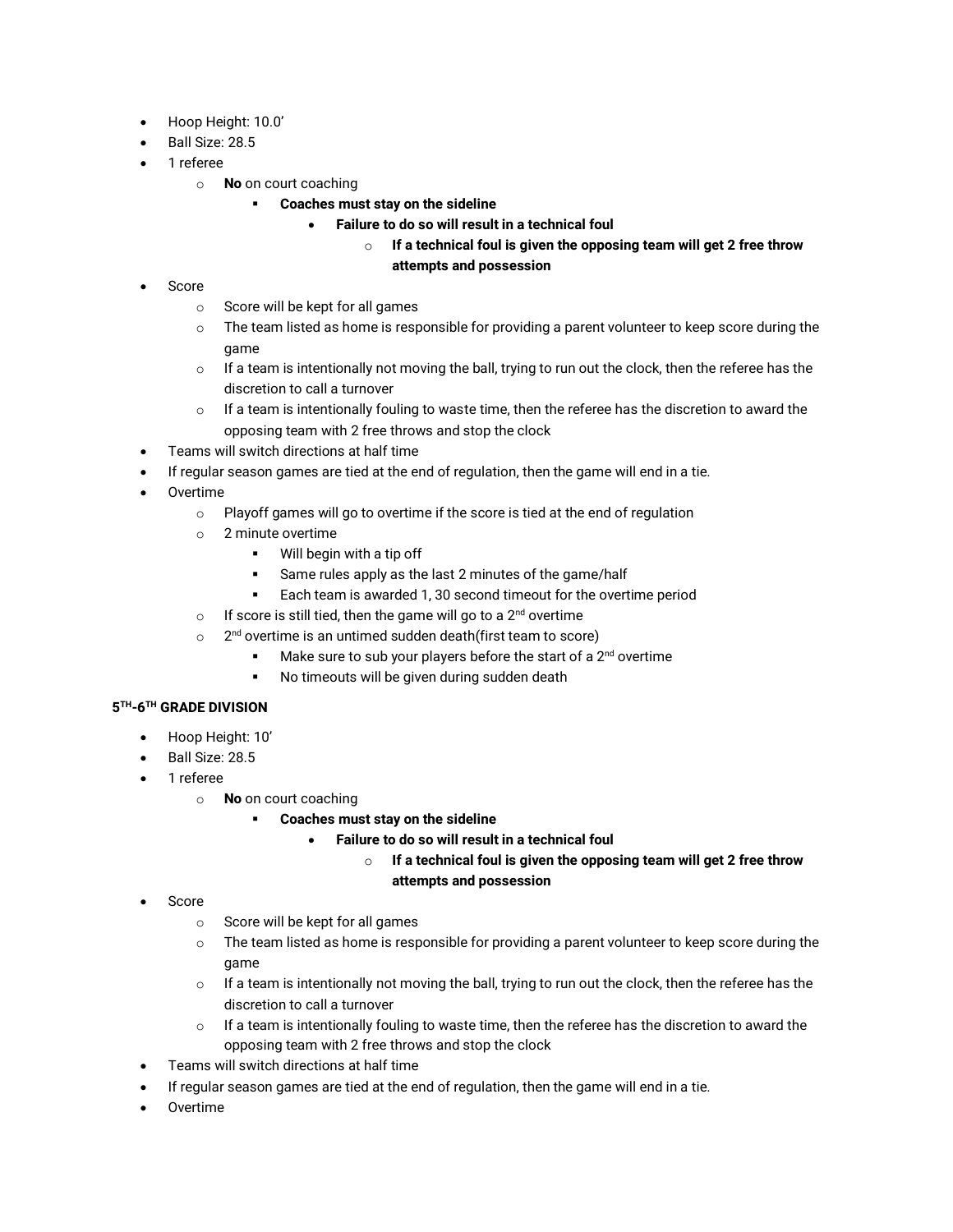- Hoop Height: 10.0'
- Ball Size: 28.5
- 1 referee
  - **No** on court coaching
    - **Coaches must stay on the sideline**
      - **Failure to do so will result in a technical foul**
        - **If a technical foul is given the opposing team will get 2 free throw attempts and possession**
- Score
  - Score will be kept for all games
  - The team listed as home is responsible for providing a parent volunteer to keep score during the game
  - If a team is intentionally not moving the ball, trying to run out the clock, then the referee has the discretion to call a turnover
  - If a team is intentionally fouling to waste time, then the referee has the discretion to award the opposing team with 2 free throws and stop the clock
- Teams will switch directions at half time
- If regular season games are tied at the end of regulation, then the game will end in a tie.
- Overtime
  - Playoff games will go to overtime if the score is tied at the end of regulation
  - 2 minute overtime
    - Will begin with a tip off
    - Same rules apply as the last 2 minutes of the game/half
    - Each team is awarded 1, 30 second timeout for the overtime period
  - If score is still tied, then the game will go to a 2nd overtime
  - 2nd overtime is an untimed sudden death(first team to score)
    - Make sure to sub your players before the start of a 2nd overtime
    - No timeouts will be given during sudden death

**5TH-6TH GRADE DIVISION**

- Hoop Height: 10'
- Ball Size: 28.5
- 1 referee
  - **No** on court coaching
    - **Coaches must stay on the sideline**
      - **Failure to do so will result in a technical foul**
        - **If a technical foul is given the opposing team will get 2 free throw attempts and possession**
- Score
  - Score will be kept for all games
  - The team listed as home is responsible for providing a parent volunteer to keep score during the game
  - If a team is intentionally not moving the ball, trying to run out the clock, then the referee has the discretion to call a turnover
  - If a team is intentionally fouling to waste time, then the referee has the discretion to award the opposing team with 2 free throws and stop the clock
- Teams will switch directions at half time
- If regular season games are tied at the end of regulation, then the game will end in a tie.
- Overtime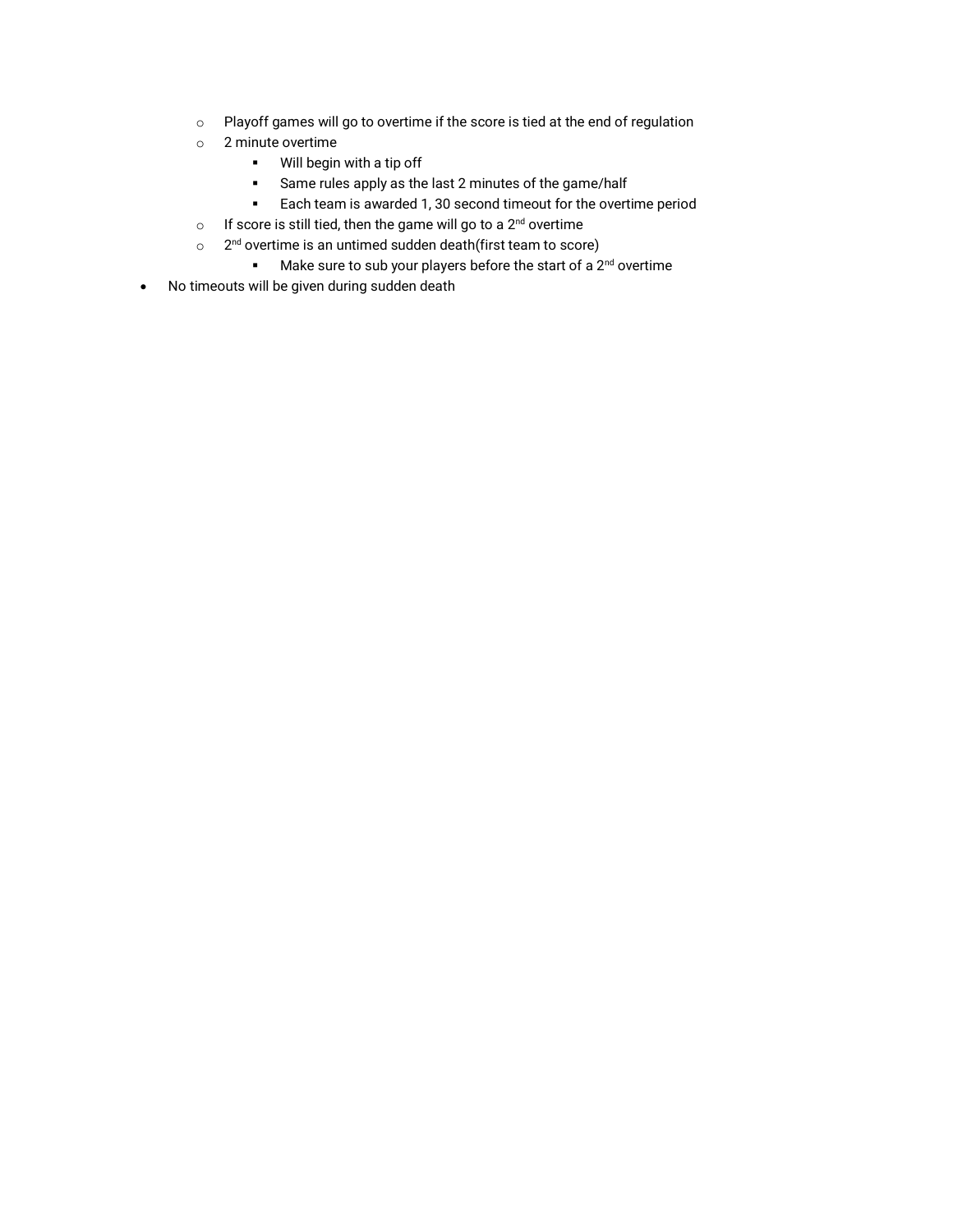- Playoff games will go to overtime if the score is tied at the end of regulation
  - 2 minute overtime
    - Will begin with a tip off
    - Same rules apply as the last 2 minutes of the game/half
    - Each team is awarded 1, 30 second timeout for the overtime period
  - If score is still tied, then the game will go to a 2nd overtime
  - 2nd overtime is an untimed sudden death(first team to score)
    - Make sure to sub your players before the start of a 2nd overtime
- No timeouts will be given during sudden death